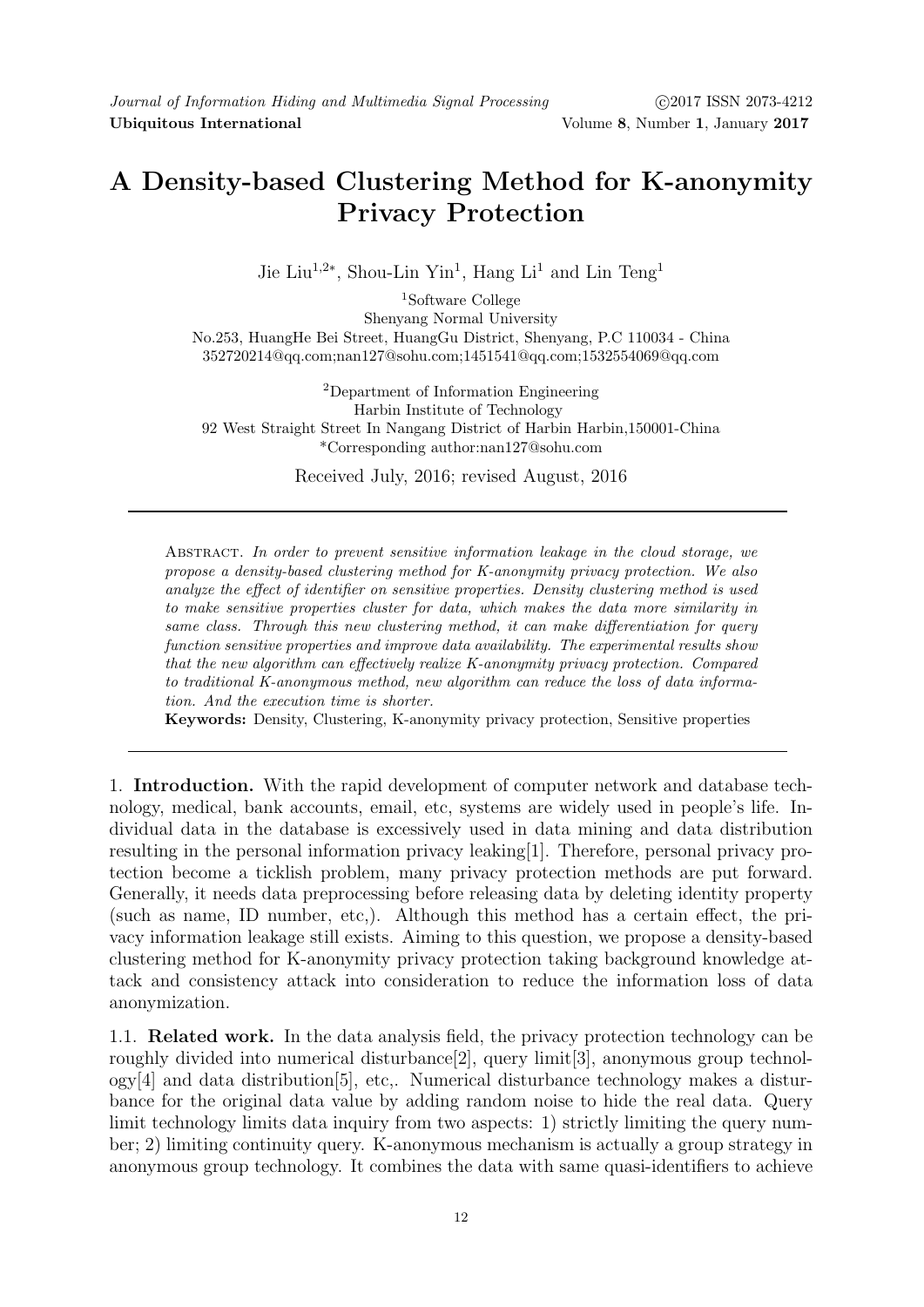# A Density-based Clustering Method for K-anonymity Privacy Protection

Jie Liu[1,2*], Shou-Lin Yin[1], Hang Li[1] and Lin Teng[1]

[1]Software College
Shenyang Normal University
No.253, HuangHe Bei Street, HuangGu District, Shenyang, P.C 110034 - China
352720214@qq.com;nan127@sohu.com;1451541@qq.com;1532554069@qq.com

[2]Department of Information Engineering
Harbin Institute of Technology
92 West Straight Street In Nangang District of Harbin Harbin,150001-China
*Corresponding author:nan127@sohu.com

Received July, 2016; revised August, 2016

Abstract. *In order to prevent sensitive information leakage in the cloud storage, we propose a density-based clustering method for K-anonymity privacy protection. We also analyze the effect of identifier on sensitive properties. Density clustering method is used to make sensitive properties cluster for data, which makes the data more similarity in same class. Through this new clustering method, it can make differentiation for query function sensitive properties and improve data availability. The experimental results show that the new algorithm can effectively realize K-anonymity privacy protection. Compared to traditional K-anonymous method, new algorithm can reduce the loss of data information. And the execution time is shorter.*

**Keywords:** Density, Clustering, K-anonymity privacy protection, Sensitive properties

## 1. Introduction.

With the rapid development of computer network and database technology, medical, bank accounts, email, etc, systems are widely used in people's life. Individual data in the database is excessively used in data mining and data distribution resulting in the personal information privacy leaking[1]. Therefore, personal privacy protection become a ticklish problem, many privacy protection methods are put forward. Generally, it needs data preprocessing before releasing data by deleting identity property (such as name, ID number, etc,). Although this method has a certain effect, the privacy information leakage still exists. Aiming to this question, we propose a density-based clustering method for K-anonymity privacy protection taking background knowledge attack and consistency attack into consideration to reduce the information loss of data anonymization.

### 1.1. Related work.

In the data analysis field, the privacy protection technology can be roughly divided into numerical disturbance[2], query limit[3], anonymous group technology[4] and data distribution[5], etc,. Numerical disturbance technology makes a disturbance for the original data value by adding random noise to hide the real data. Query limit technology limits data inquiry from two aspects: 1) strictly limiting the query number; 2) limiting continuity query. K-anonymous mechanism is actually a group strategy in anonymous group technology. It combines the data with same quasi-identifiers to achieve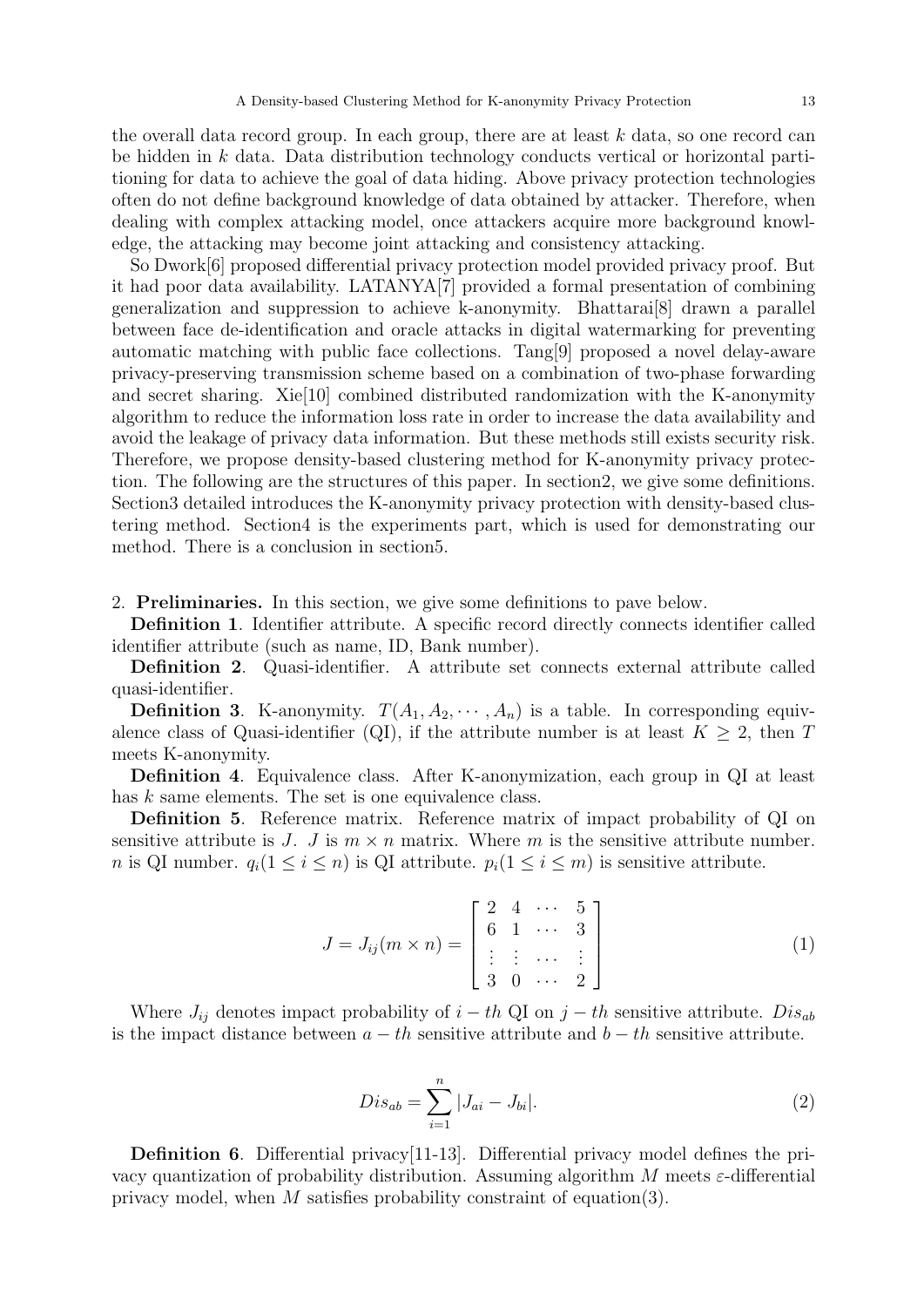the overall data record group. In each group, there are at least $k$ data, so one record can be hidden in $k$ data. Data distribution technology conducts vertical or horizontal partitioning for data to achieve the goal of data hiding. Above privacy protection technologies often do not define background knowledge of data obtained by attacker. Therefore, when dealing with complex attacking model, once attackers acquire more background knowledge, the attacking may become joint attacking and consistency attacking.

So Dwork[6] proposed differential privacy protection model provided privacy proof. But it had poor data availability. LATANYA[7] provided a formal presentation of combining generalization and suppression to achieve k-anonymity. Bhattarai[8] drawn a parallel between face de-identification and oracle attacks in digital watermarking for preventing automatic matching with public face collections. Tang[9] proposed a novel delay-aware privacy-preserving transmission scheme based on a combination of two-phase forwarding and secret sharing. Xie[10] combined distributed randomization with the K-anonymity algorithm to reduce the information loss rate in order to increase the data availability and avoid the leakage of privacy data information. But these methods still exists security risk. Therefore, we propose density-based clustering method for K-anonymity privacy protection. The following are the structures of this paper. In section2, we give some definitions. Section3 detailed introduces the K-anonymity privacy protection with density-based clustering method. Section4 is the experiments part, which is used for demonstrating our method. There is a conclusion in section5.

## 2. Preliminaries.

In this section, we give some definitions to pave below.

**Definition 1**. Identifier attribute. A specific record directly connects identifier called identifier attribute (such as name, ID, Bank number).

**Definition 2**. Quasi-identifier. A attribute set connects external attribute called quasi-identifier.

**Definition 3**. K-anonymity. $T(A_1, A_2, \cdots, A_n)$ is a table. In corresponding equivalence class of Quasi-identifier (QI), if the attribute number is at least $K \geq 2$, then $T$ meets K-anonymity.

**Definition 4**. Equivalence class. After K-anonymization, each group in QI at least has $k$ same elements. The set is one equivalence class.

**Definition 5**. Reference matrix. Reference matrix of impact probability of QI on sensitive attribute is $J$. $J$ is $m \times n$ matrix. Where $m$ is the sensitive attribute number. $n$ is QI number. $q_i (1 \leq i \leq n)$ is QI attribute. $p_i (1 \leq i \leq m)$ is sensitive attribute.

$$J = J_{ij}(m \times n) = \begin{bmatrix} 2 & 4 & \cdots & 5 \\ 6 & 1 & \cdots & 3 \\ \vdots & \vdots & \cdots & \vdots \\ 3 & 0 & \cdots & 2 \end{bmatrix} \tag{1}$$

Where $J_{ij}$ denotes impact probability of $i-th$ QI on $j-th$ sensitive attribute. $Dis_{ab}$ is the impact distance between $a-th$ sensitive attribute and $b-th$ sensitive attribute.

$$Dis_{ab} = \sum_{i=1}^{n} |J_{ai} - J_{bi}|. \tag{2}$$

**Definition 6**. Differential privacy[11-13]. Differential privacy model defines the privacy quantization of probability distribution. Assuming algorithm $M$ meets $\varepsilon$-differential privacy model, when $M$ satisfies probability constraint of equation(3).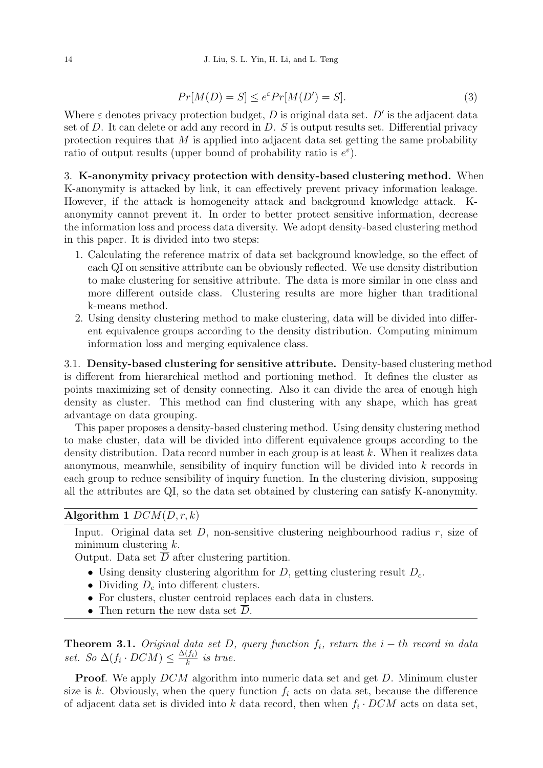$$Pr[M(D) = S] \leq e^{\varepsilon} Pr[M(D') = S]. \tag{3}$$

Where $\varepsilon$ denotes privacy protection budget, $D$ is original data set. $D'$ is the adjacent data set of $D$. It can delete or add any record in $D$. $S$ is output results set. Differential privacy protection requires that $M$ is applied into adjacent data set getting the same probability ratio of output results (upper bound of probability ratio is $e^{\varepsilon}$).

## 3. K-anonymity privacy protection with density-based clustering method.

When K-anonymity is attacked by link, it can effectively prevent privacy information leakage. However, if the attack is homogeneity attack and background knowledge attack. K-anonymity cannot prevent it. In order to better protect sensitive information, decrease the information loss and process data diversity. We adopt density-based clustering method in this paper. It is divided into two steps:

1. Calculating the reference matrix of data set background knowledge, so the effect of each QI on sensitive attribute can be obviously reflected. We use density distribution to make clustering for sensitive attribute. The data is more similar in one class and more different outside class. Clustering results are more higher than traditional k-means method.
2. Using density clustering method to make clustering, data will be divided into different equivalence groups according to the density distribution. Computing minimum information loss and merging equivalence class.

### 3.1. Density-based clustering for sensitive attribute.

Density-based clustering method is different from hierarchical method and portioning method. It defines the cluster as points maximizing set of density connecting. Also it can divide the area of enough high density as cluster. This method can find clustering with any shape, which has great advantage on data grouping.

This paper proposes a density-based clustering method. Using density clustering method to make cluster, data will be divided into different equivalence groups according to the density distribution. Data record number in each group is at least $k$. When it realizes data anonymous, meanwhile, sensibility of inquiry function will be divided into $k$ records in each group to reduce sensibility of inquiry function. In the clustering division, supposing all the attributes are QI, so the data set obtained by clustering can satisfy K-anonymity.

**Algorithm 1** $DCM(D, r, k)$

Input. Original data set $D$, non-sensitive clustering neighbourhood radius $r$, size of minimum clustering $k$.

Output. Data set $\overline{D}$ after clustering partition.

- Using density clustering algorithm for $D$, getting clustering result $D_c$.
- Dividing $D_c$ into different clusters.
- For clusters, cluster centroid replaces each data in clusters.
- Then return the new data set $\overline{D}$.

**Theorem 3.1.** *Original data set $D$, query function $f_i$, return the $i-th$ record in data set. So $\Delta(f_i \cdot DCM) \leq \frac{\Delta(f_i)}{k}$ is true.*

**Proof**. We apply $DCM$ algorithm into numeric data set and get $\overline{D}$. Minimum cluster size is $k$. Obviously, when the query function $f_i$ acts on data set, because the difference of adjacent data set is divided into $k$ data record, then when $f_i \cdot DCM$ acts on data set,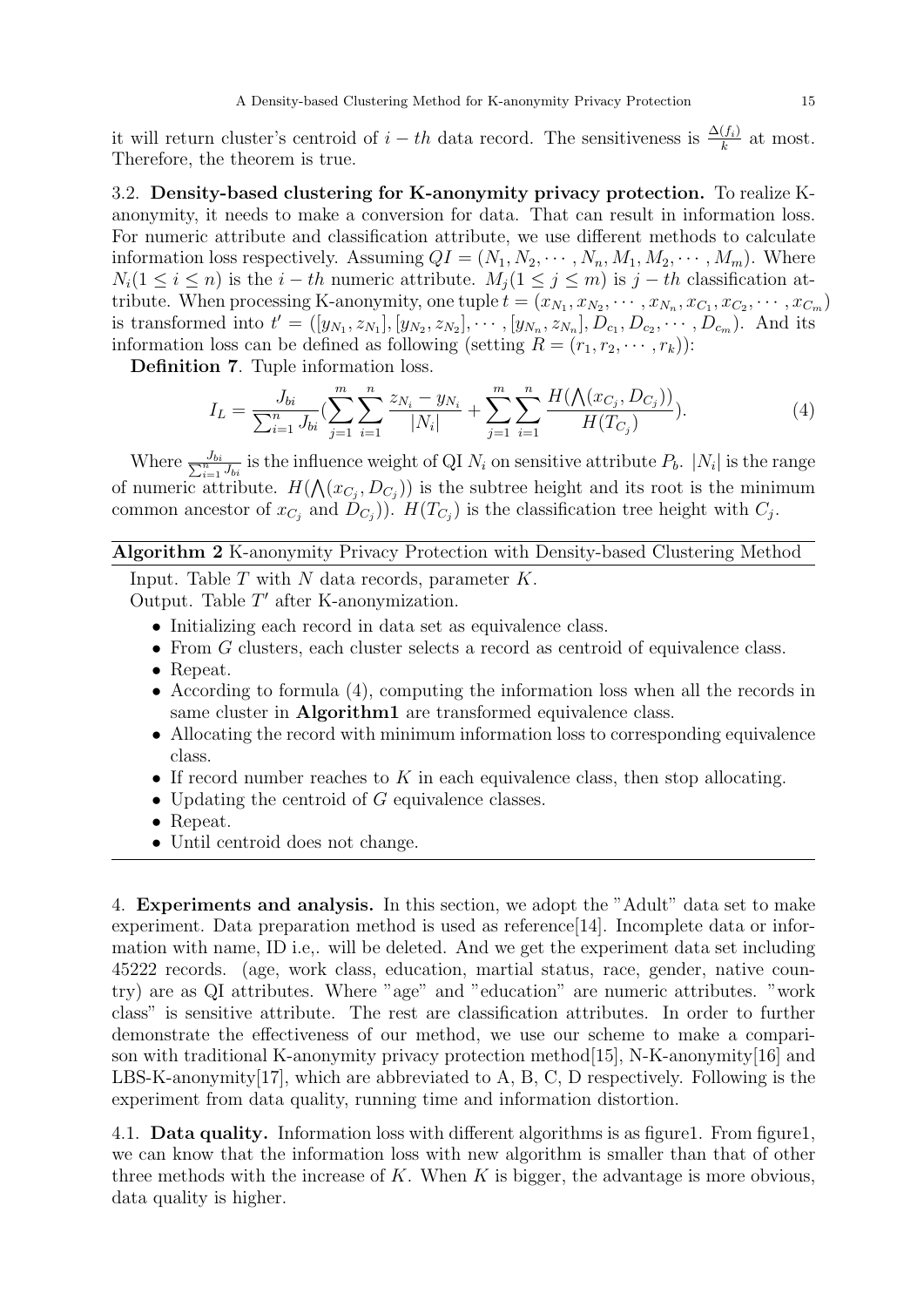it will return cluster's centroid of $i-th$ data record. The sensitiveness is $\frac{\Delta(f_i)}{k}$ at most. Therefore, the theorem is true.

3.2. **Density-based clustering for K-anonymity privacy protection.** To realize K-anonymity, it needs to make a conversion for data. That can result in information loss. For numeric attribute and classification attribute, we use different methods to calculate information loss respectively. Assuming $QI = (N_1, N_2, \cdots, N_n, M_1, M_2, \cdots, M_m)$. Where $N_i (1 \le i \le n)$ is the $i-th$ numeric attribute. $M_j (1 \le j \le m)$ is $j-th$ classification attribute. When processing K-anonymity, one tuple $t = (x_{N_1}, x_{N_2}, \cdots, x_{N_n}, x_{C_1}, x_{C_2}, \cdots, x_{C_m})$ is transformed into $t' = ([y_{N_1}, z_{N_1}], [y_{N_2}, z_{N_2}], \cdots, [y_{N_n}, z_{N_n}], D_{c_1}, D_{c_2}, \cdots, D_{c_m})$. And its information loss can be defined as following (setting $R = (r_1, r_2, \cdots, r_k)$):

**Definition 7**. Tuple information loss.

$$I_L = \frac{J_{bi}}{\sum_{i=1}^{n} J_{bi}} \left( \sum_{j=1}^{m} \sum_{i=1}^{n} \frac{z_{N_i} - y_{N_i}}{|N_i|} + \sum_{j=1}^{m} \sum_{i=1}^{n} \frac{H(\bigwedge(x_{C_j}, D_{C_j}))}{H(T_{C_j})} \right). \tag{4}$$

Where $\frac{J_{bi}}{\sum_{i=1}^{n} J_{bi}}$ is the influence weight of QI $N_i$ on sensitive attribute $P_b$. $|N_i|$ is the range of numeric attribute. $H(\bigwedge(x_{C_j}, D_{C_j}))$ is the subtree height and its root is the minimum common ancestor of $x_{C_j}$ and $D_{C_j})$). $H(T_{C_j})$ is the classification tree height with $C_j$.

**Algorithm 2** K-anonymity Privacy Protection with Density-based Clustering Method

Input. Table $T$ with $N$ data records, parameter $K$.
Output. Table $T'$ after K-anonymization.

- Initializing each record in data set as equivalence class.
- From $G$ clusters, each cluster selects a record as centroid of equivalence class.
- Repeat.
- According to formula (4), computing the information loss when all the records in same cluster in **Algorithm1** are transformed equivalence class.
- Allocating the record with minimum information loss to corresponding equivalence class.
- If record number reaches to $K$ in each equivalence class, then stop allocating.
- Updating the centroid of $G$ equivalence classes.
- Repeat.
- Until centroid does not change.

4. **Experiments and analysis.** In this section, we adopt the "Adult" data set to make experiment. Data preparation method is used as reference[14]. Incomplete data or information with name, ID i.e,. will be deleted. And we get the experiment data set including 45222 records. (age, work class, education, martial status, race, gender, native country) are as QI attributes. Where "age" and "education" are numeric attributes. "work class" is sensitive attribute. The rest are classification attributes. In order to further demonstrate the effectiveness of our method, we use our scheme to make a comparison with traditional K-anonymity privacy protection method[15], N-K-anonymity[16] and LBS-K-anonymity[17], which are abbreviated to A, B, C, D respectively. Following is the experiment from data quality, running time and information distortion.

4.1. **Data quality.** Information loss with different algorithms is as figure1. From figure1, we can know that the information loss with new algorithm is smaller than that of other three methods with the increase of $K$. When $K$ is bigger, the advantage is more obvious, data quality is higher.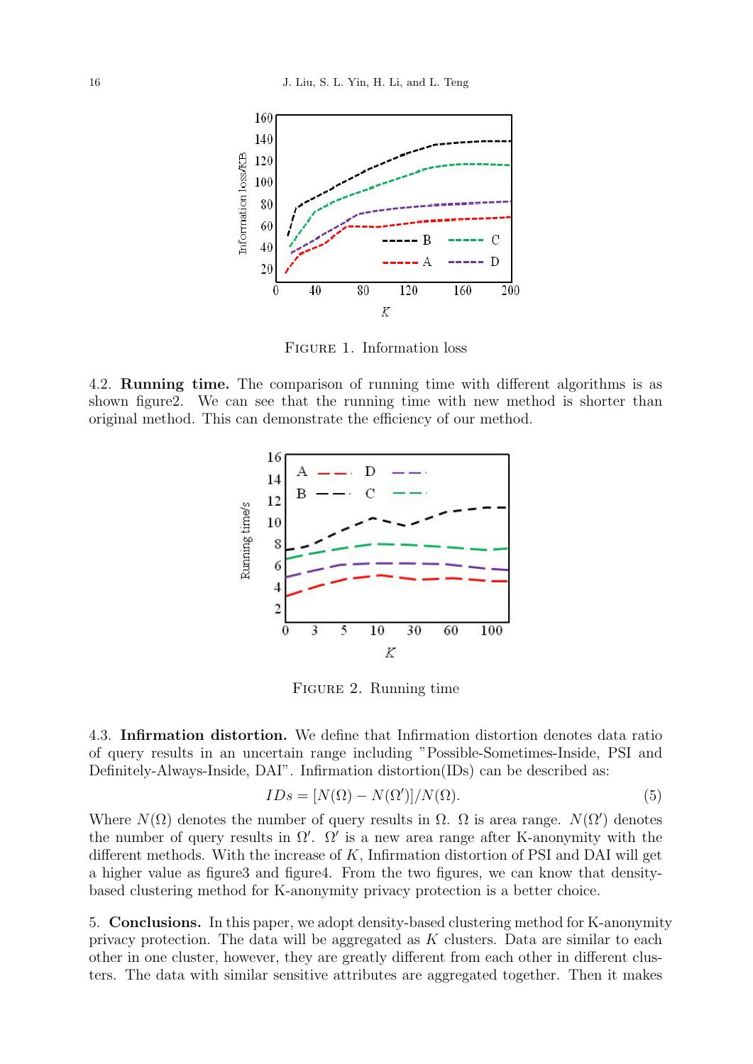FIGURE 1. Information loss

4.2. **Running time.** The comparison of running time with different algorithms is as shown figure2. We can see that the running time with new method is shorter than original method. This can demonstrate the efficiency of our method.

FIGURE 2. Running time

4.3. **Infirmation distortion.** We define that Infirmation distortion denotes data ratio of query results in an uncertain range including "Possible-Sometimes-Inside, PSI and Definitely-Always-Inside, DAI". Infirmation distortion(IDs) can be described as:

$$IDs = [N(\Omega) - N(\Omega')]/N(\Omega). \tag{5}$$

Where $N(\Omega)$ denotes the number of query results in $\Omega$. $\Omega$ is area range. $N(\Omega')$ denotes the number of query results in $\Omega'$. $\Omega'$ is a new area range after K-anonymity with the different methods. With the increase of $K$, Infirmation distortion of PSI and DAI will get a higher value as figure3 and figure4. From the two figures, we can know that density-based clustering method for K-anonymity privacy protection is a better choice.

5. **Conclusions.** In this paper, we adopt density-based clustering method for K-anonymity privacy protection. The data will be aggregated as $K$ clusters. Data are similar to each other in one cluster, however, they are greatly different from each other in different clusters. The data with similar sensitive attributes are aggregated together. Then it makes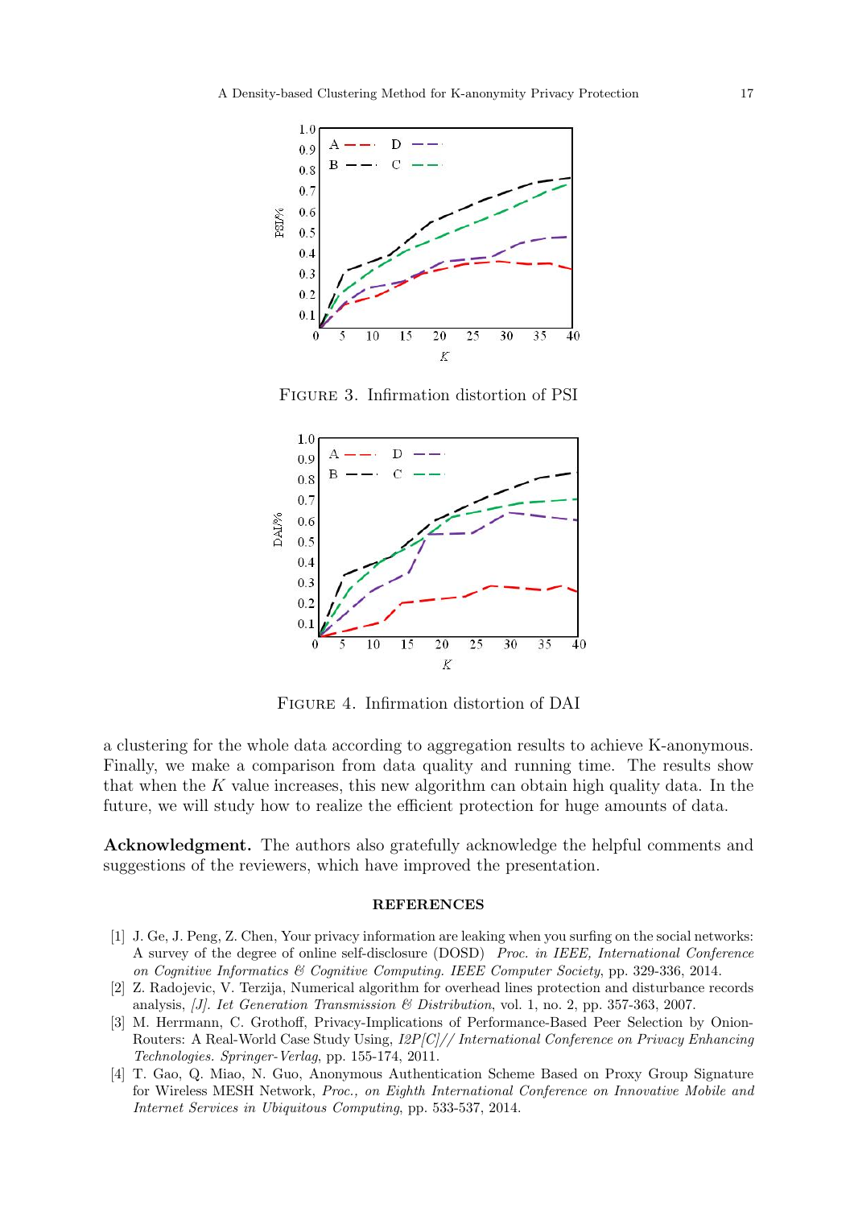FIGURE 3. Infirmation distortion of PSI

FIGURE 4. Infirmation distortion of DAI

a clustering for the whole data according to aggregation results to achieve K-anonymous. Finally, we make a comparison from data quality and running time. The results show that when the $K$ value increases, this new algorithm can obtain high quality data. In the future, we will study how to realize the efficient protection for huge amounts of data.

**Acknowledgment.** The authors also gratefully acknowledge the helpful comments and suggestions of the reviewers, which have improved the presentation.

## REFERENCES

[1] J. Ge, J. Peng, Z. Chen, Your privacy information are leaking when you surfing on the social networks: A survey of the degree of online self-disclosure (DOSD) *Proc. in IEEE, International Conference on Cognitive Informatics & Cognitive Computing. IEEE Computer Society*, pp. 329-336, 2014.

[2] Z. Radojevic, V. Terzija, Numerical algorithm for overhead lines protection and disturbance records analysis, *[J]. Iet Generation Transmission & Distribution*, vol. 1, no. 2, pp. 357-363, 2007.

[3] M. Herrmann, C. Grothoff, Privacy-Implications of Performance-Based Peer Selection by Onion-Routers: A Real-World Case Study Using, *I2P[C]// International Conference on Privacy Enhancing Technologies. Springer-Verlag*, pp. 155-174, 2011.

[4] T. Gao, Q. Miao, N. Guo, Anonymous Authentication Scheme Based on Proxy Group Signature for Wireless MESH Network, *Proc., on Eighth International Conference on Innovative Mobile and Internet Services in Ubiquitous Computing*, pp. 533-537, 2014.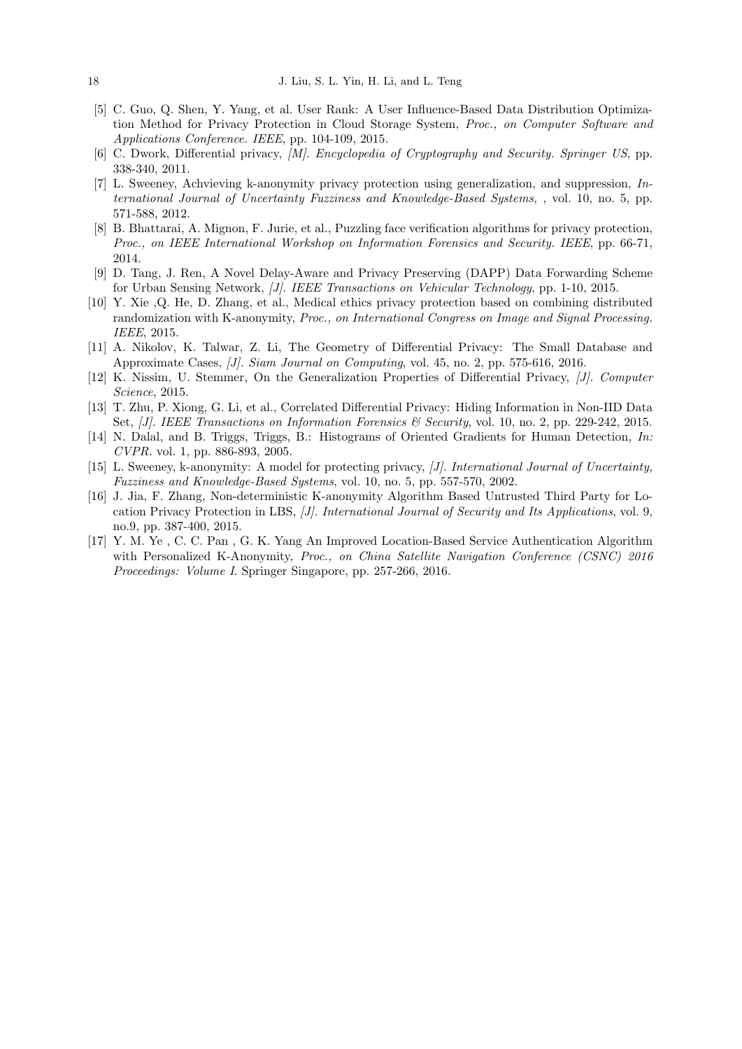[5] C. Guo, Q. Shen, Y. Yang, et al. User Rank: A User Influence-Based Data Distribution Optimization Method for Privacy Protection in Cloud Storage System, *Proc., on Computer Software and Applications Conference. IEEE*, pp. 104-109, 2015.

[6] C. Dwork, Differential privacy, *[M]. Encyclopedia of Cryptography and Security. Springer US*, pp. 338-340, 2011.

[7] L. Sweeney, Achvieving k-anonymity privacy protection using generalization, and suppression, *International Journal of Uncertainty Fuzziness and Knowledge-Based Systems,* , vol. 10, no. 5, pp. 571-588, 2012.

[8] B. Bhattarai, A. Mignon, F. Jurie, et al., Puzzling face verification algorithms for privacy protection, *Proc., on IEEE International Workshop on Information Forensics and Security. IEEE*, pp. 66-71, 2014.

[9] D. Tang, J. Ren, A Novel Delay-Aware and Privacy Preserving (DAPP) Data Forwarding Scheme for Urban Sensing Network, *[J]. IEEE Transactions on Vehicular Technology*, pp. 1-10, 2015.

[10] Y. Xie ,Q. He, D. Zhang, et al., Medical ethics privacy protection based on combining distributed randomization with K-anonymity, *Proc., on International Congress on Image and Signal Processing. IEEE*, 2015.

[11] A. Nikolov, K. Talwar, Z. Li, The Geometry of Differential Privacy: The Small Database and Approximate Cases, *[J]. Siam Journal on Computing*, vol. 45, no. 2, pp. 575-616, 2016.

[12] K. Nissim, U. Stemmer, On the Generalization Properties of Differential Privacy, *[J]. Computer Science*, 2015.

[13] T. Zhu, P. Xiong, G. Li, et al., Correlated Differential Privacy: Hiding Information in Non-IID Data Set, *[J]. IEEE Transactions on Information Forensics & Security*, vol. 10, no. 2, pp. 229-242, 2015.

[14] N. Dalal, and B. Triggs, Triggs, B.: Histograms of Oriented Gradients for Human Detection, *In: CVPR*. vol. 1, pp. 886-893, 2005.

[15] L. Sweeney, k-anonymity: A model for protecting privacy, *[J]. International Journal of Uncertainty, Fuzziness and Knowledge-Based Systems*, vol. 10, no. 5, pp. 557-570, 2002.

[16] J. Jia, F. Zhang, Non-deterministic K-anonymity Algorithm Based Untrusted Third Party for Location Privacy Protection in LBS, *[J]. International Journal of Security and Its Applications*, vol. 9, no.9, pp. 387-400, 2015.

[17] Y. M. Ye , C. C. Pan , G. K. Yang An Improved Location-Based Service Authentication Algorithm with Personalized K-Anonymity, *Proc., on China Satellite Navigation Conference (CSNC) 2016 Proceedings: Volume I.* Springer Singapore, pp. 257-266, 2016.